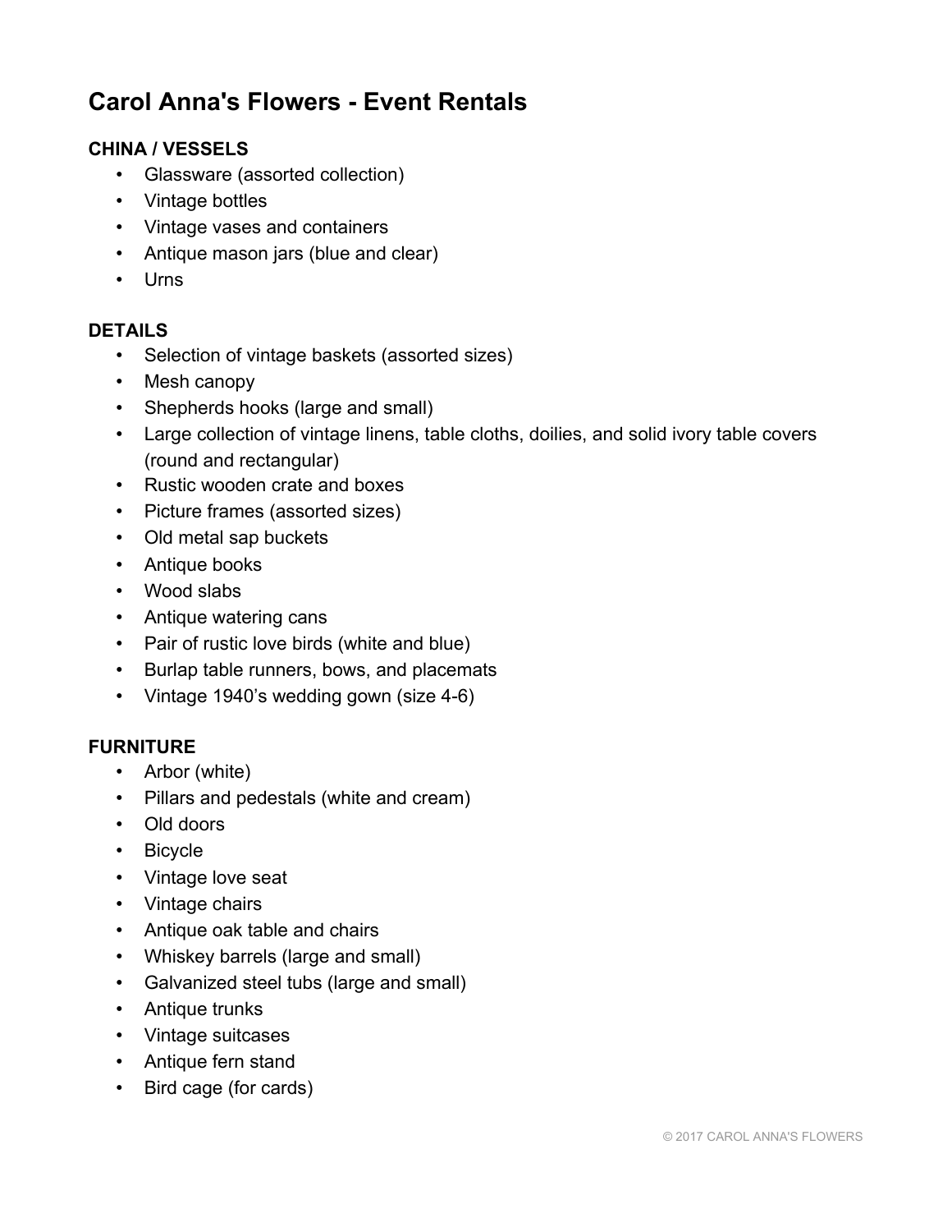# Carol Anna's Flowers - Event Rentals

### CHINA / VESSELS

- Glassware (assorted collection)
- Vintage bottles
- Vintage vases and containers
- Antique mason jars (blue and clear)
- Urns

### DETAILS

- Selection of vintage baskets (assorted sizes)
- Mesh canopy
- Shepherds hooks (large and small)
- Large collection of vintage linens, table cloths, doilies, and solid ivory table covers (round and rectangular)
- Rustic wooden crate and boxes
- Picture frames (assorted sizes)
- Old metal sap buckets
- Antique books
- Wood slabs
- Antique watering cans
- Pair of rustic love birds (white and blue)
- Burlap table runners, bows, and placemats
- Vintage 1940's wedding gown (size 4-6)

### FURNITURE

- Arbor (white)
- Pillars and pedestals (white and cream)
- Old doors
- Bicycle
- Vintage love seat
- Vintage chairs
- Antique oak table and chairs
- Whiskey barrels (large and small)
- Galvanized steel tubs (large and small)
- Antique trunks
- Vintage suitcases
- Antique fern stand
- Bird cage (for cards)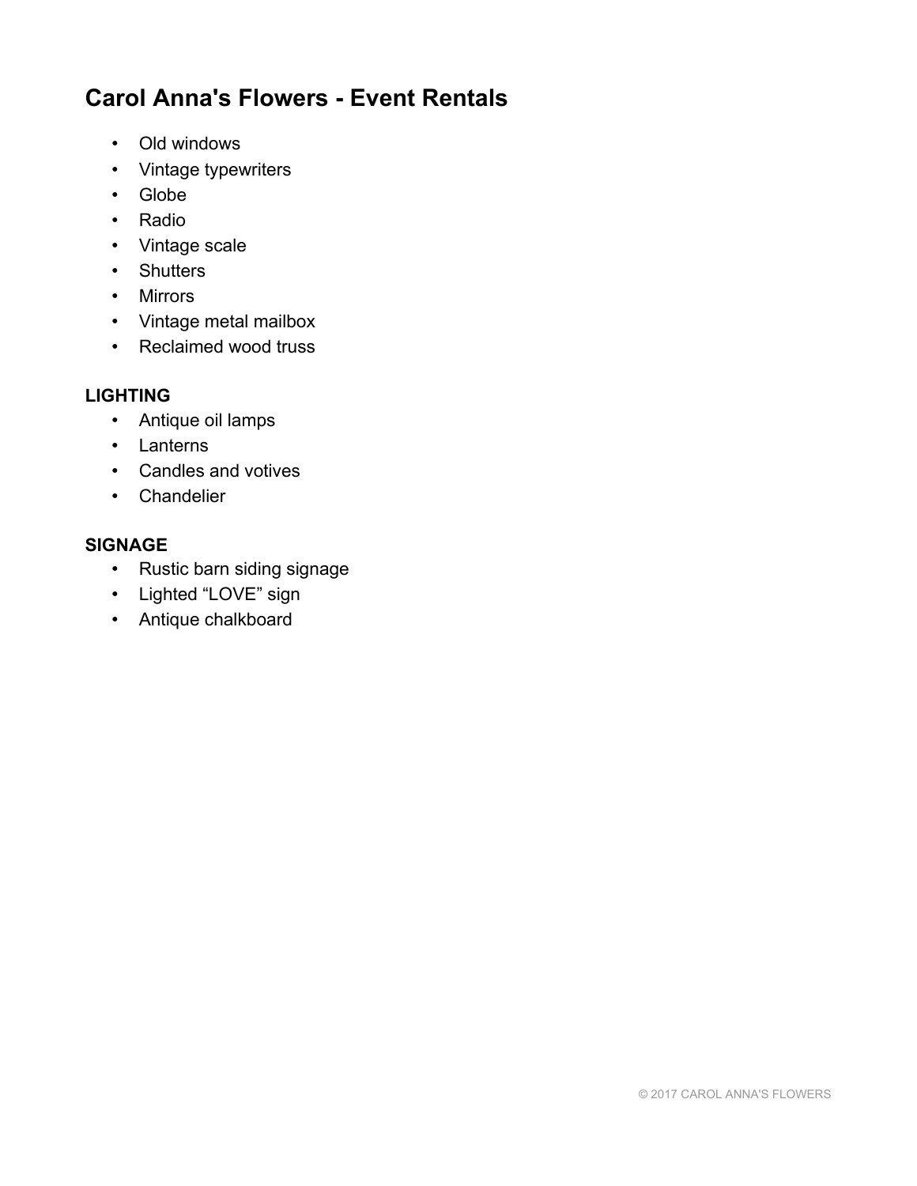## Carol Anna's Flowers - Event Rentals

- Old windows
- Vintage typewriters
- Globe
- Radio
- Vintage scale
- Shutters
- Mirrors
- Vintage metal mailbox
- Reclaimed wood truss

**LIGHTING**

- Antique oil lamps
- Lanterns
- Candles and votives
- Chandelier

**SIGNAGE**

- Rustic barn siding signage
- Lighted “LOVE” sign
- Antique chalkboard

© 2017 CAROL ANNA'S FLOWERS